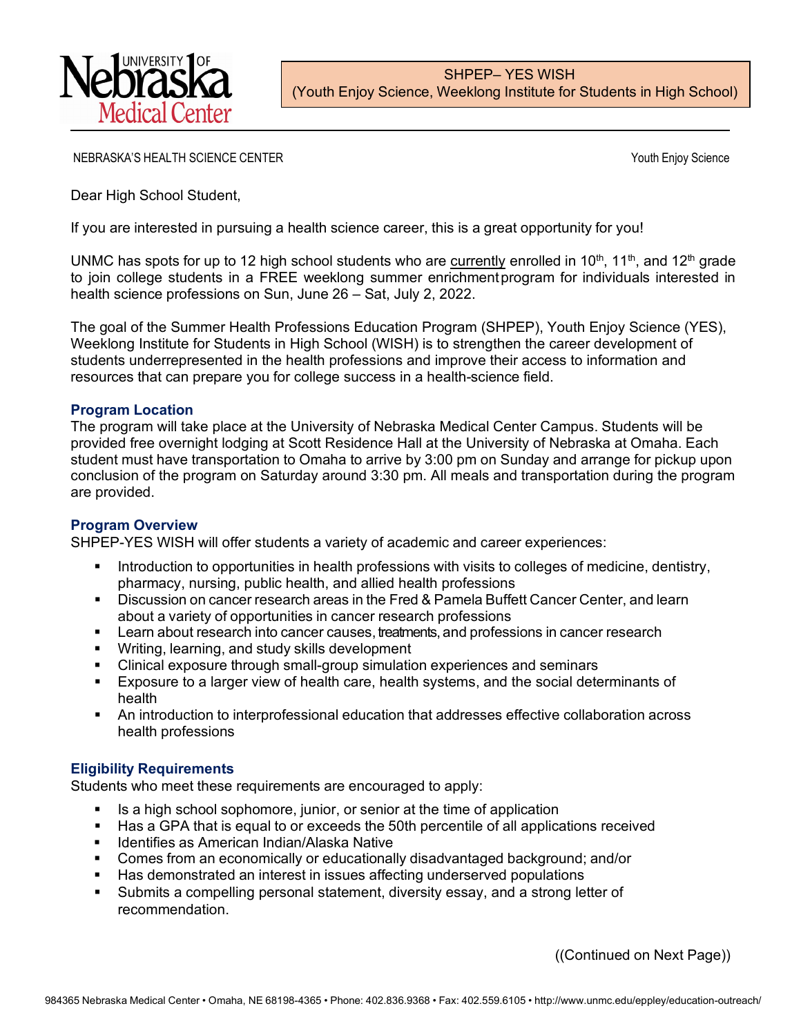University of Nebraska Medical Center

SHPEP– YES WISH
(Youth Enjoy Science, Weeklong Institute for Students in High School)

NEBRASKA'S HEALTH SCIENCE CENTER

Youth Enjoy Science

Dear High School Student,

If you are interested in pursuing a health science career, this is a great opportunity for you!

UNMC has spots for up to 12 high school students who are currently enrolled in 10th, 11th, and 12th grade to join college students in a FREE weeklong summer enrichment program for individuals interested in health science professions on Sun, June 26 – Sat, July 2, 2022.

The goal of the Summer Health Professions Education Program (SHPEP), Youth Enjoy Science (YES), Weeklong Institute for Students in High School (WISH) is to strengthen the career development of students underrepresented in the health professions and improve their access to information and resources that can prepare you for college success in a health-science field.

### Program Location

The program will take place at the University of Nebraska Medical Center Campus. Students will be provided free overnight lodging at Scott Residence Hall at the University of Nebraska at Omaha. Each student must have transportation to Omaha to arrive by 3:00 pm on Sunday and arrange for pickup upon conclusion of the program on Saturday around 3:30 pm. All meals and transportation during the program are provided.

### Program Overview

SHPEP-YES WISH will offer students a variety of academic and career experiences:

- Introduction to opportunities in health professions with visits to colleges of medicine, dentistry, pharmacy, nursing, public health, and allied health professions
- Discussion on cancer research areas in the Fred & Pamela Buffett Cancer Center, and learn about a variety of opportunities in cancer research professions
- Learn about research into cancer causes, treatments, and professions in cancer research
- Writing, learning, and study skills development
- Clinical exposure through small-group simulation experiences and seminars
- Exposure to a larger view of health care, health systems, and the social determinants of health
- An introduction to interprofessional education that addresses effective collaboration across health professions

### Eligibility Requirements

Students who meet these requirements are encouraged to apply:

- Is a high school sophomore, junior, or senior at the time of application
- Has a GPA that is equal to or exceeds the 50th percentile of all applications received
- Identifies as American Indian/Alaska Native
- Comes from an economically or educationally disadvantaged background; and/or
- Has demonstrated an interest in issues affecting underserved populations
- Submits a compelling personal statement, diversity essay, and a strong letter of recommendation.

((Continued on Next Page))

984365 Nebraska Medical Center • Omaha, NE 68198-4365 • Phone: 402.836.9368 • Fax: 402.559.6105 • http://www.unmc.edu/eppley/education-outreach/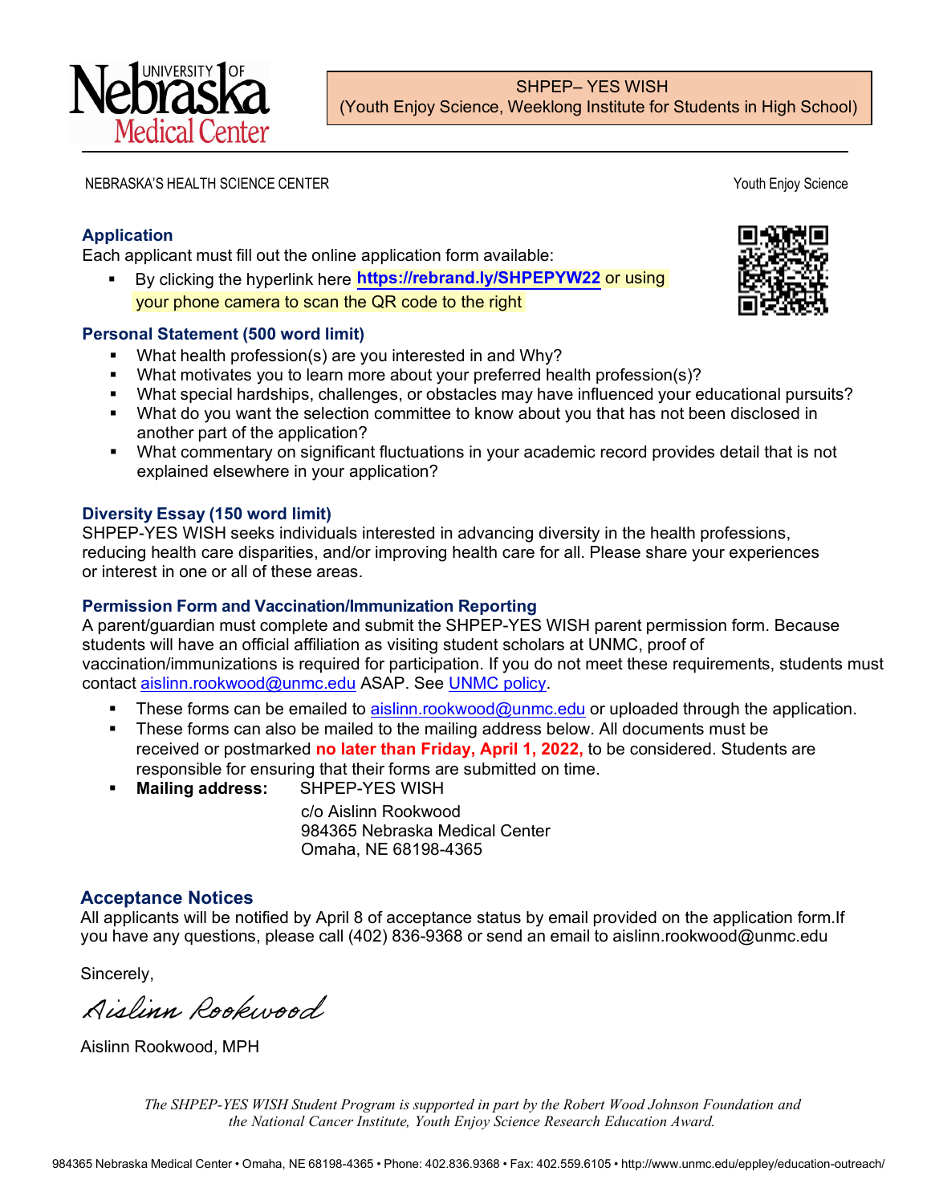SHPEP– YES WISH
(Youth Enjoy Science, Weeklong Institute for Students in High School)

NEBRASKA'S HEALTH SCIENCE CENTER

Youth Enjoy Science

## Application

Each applicant must fill out the online application form available:

- By clicking the hyperlink here **https://rebrand.ly/SHPEPYW22** or using your phone camera to scan the QR code to the right

## Personal Statement (500 word limit)

- What health profession(s) are you interested in and Why?
- What motivates you to learn more about your preferred health profession(s)?
- What special hardships, challenges, or obstacles may have influenced your educational pursuits?
- What do you want the selection committee to know about you that has not been disclosed in another part of the application?
- What commentary on significant fluctuations in your academic record provides detail that is not explained elsewhere in your application?

## Diversity Essay (150 word limit)

SHPEP-YES WISH seeks individuals interested in advancing diversity in the health professions, reducing health care disparities, and/or improving health care for all. Please share your experiences or interest in one or all of these areas.

## Permission Form and Vaccination/Immunization Reporting

A parent/guardian must complete and submit the SHPEP-YES WISH parent permission form. Because students will have an official affiliation as visiting student scholars at UNMC, proof of vaccination/immunizations is required for participation. If you do not meet these requirements, students must contact aislinn.rookwood@unmc.edu ASAP. See UNMC policy.

- These forms can be emailed to aislinn.rookwood@unmc.edu or uploaded through the application.
- These forms can also be mailed to the mailing address below. All documents must be received or postmarked **no later than Friday, April 1, 2022,** to be considered. Students are responsible for ensuring that their forms are submitted on time.
- **Mailing address:** SHPEP-YES WISH
  c/o Aislinn Rookwood
  984365 Nebraska Medical Center
  Omaha, NE 68198-4365

## Acceptance Notices

All applicants will be notified by April 8 of acceptance status by email provided on the application form.If you have any questions, please call (402) 836-9368 or send an email to aislinn.rookwood@unmc.edu

Sincerely,

*Aislinn Rookwood*

Aislinn Rookwood, MPH

*The SHPEP-YES WISH Student Program is supported in part by the Robert Wood Johnson Foundation and the National Cancer Institute, Youth Enjoy Science Research Education Award.*

984365 Nebraska Medical Center • Omaha, NE 68198-4365 • Phone: 402.836.9368 • Fax: 402.559.6105 • http://www.unmc.edu/eppley/education-outreach/